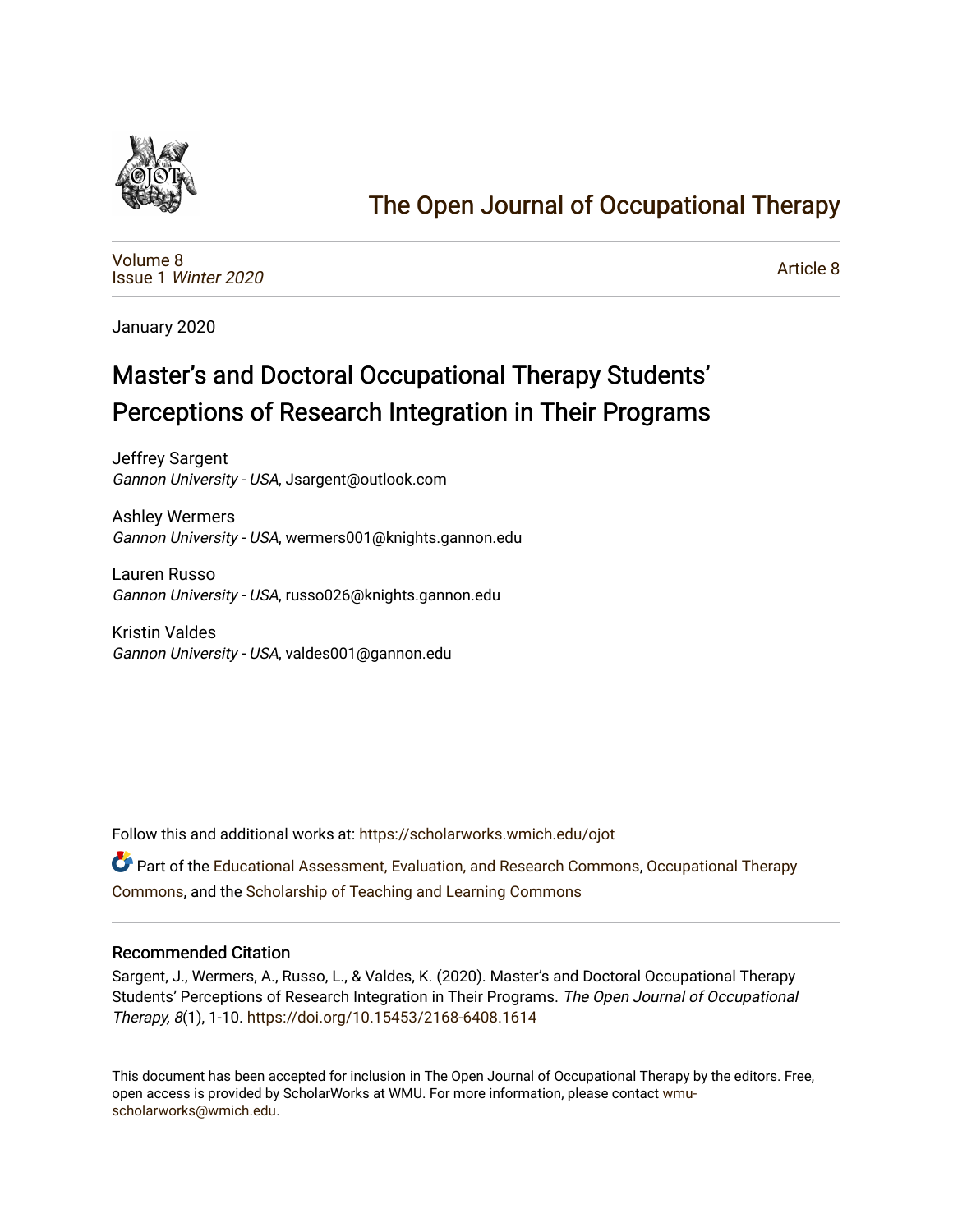# The Open Journal of Occupational Therapy

Volume 8
Issue 1 *Winter 2020*

Article 8

January 2020

## Master's and Doctoral Occupational Therapy Students' Perceptions of Research Integration in Their Programs

Jeffrey Sargent
*Gannon University - USA*, Jsargent@outlook.com

Ashley Wermers
*Gannon University - USA*, wermers001@knights.gannon.edu

Lauren Russo
*Gannon University - USA*, russo026@knights.gannon.edu

Kristin Valdes
*Gannon University - USA*, valdes001@gannon.edu

Follow this and additional works at: https://scholarworks.wmich.edu/ojot

Part of the Educational Assessment, Evaluation, and Research Commons, Occupational Therapy Commons, and the Scholarship of Teaching and Learning Commons

### Recommended Citation

Sargent, J., Wermers, A., Russo, L., & Valdes, K. (2020). Master's and Doctoral Occupational Therapy Students' Perceptions of Research Integration in Their Programs. *The Open Journal of Occupational Therapy, 8*(1), 1-10. https://doi.org/10.15453/2168-6408.1614

This document has been accepted for inclusion in The Open Journal of Occupational Therapy by the editors. Free, open access is provided by ScholarWorks at WMU. For more information, please contact wmu-scholarworks@wmich.edu.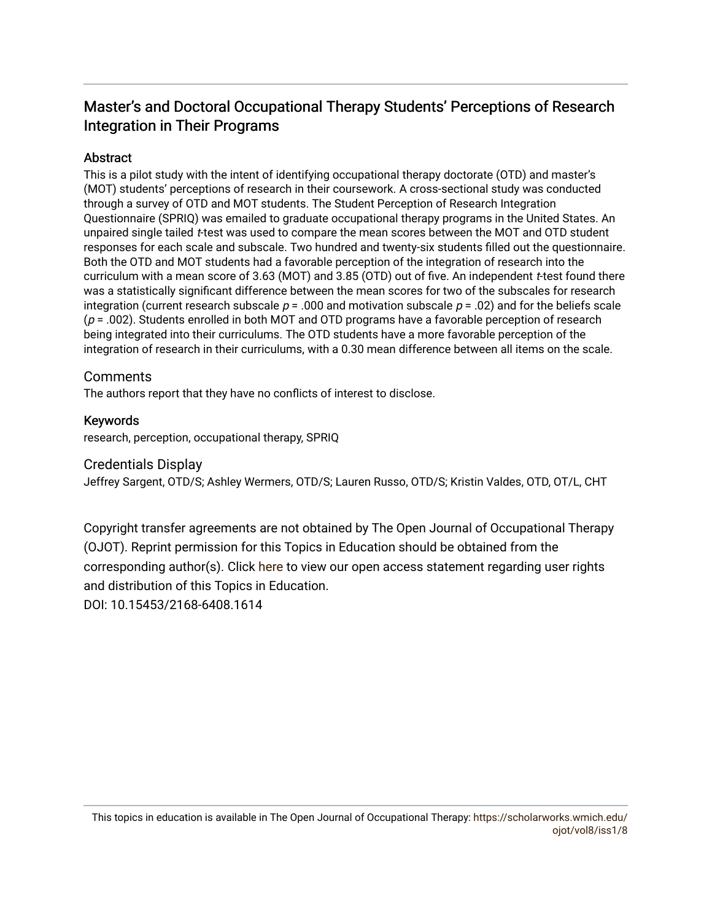# Master's and Doctoral Occupational Therapy Students' Perceptions of Research Integration in Their Programs

## Abstract

This is a pilot study with the intent of identifying occupational therapy doctorate (OTD) and master's (MOT) students' perceptions of research in their coursework. A cross-sectional study was conducted through a survey of OTD and MOT students. The Student Perception of Research Integration Questionnaire (SPRIQ) was emailed to graduate occupational therapy programs in the United States. An unpaired single tailed *t*-test was used to compare the mean scores between the MOT and OTD student responses for each scale and subscale. Two hundred and twenty-six students filled out the questionnaire. Both the OTD and MOT students had a favorable perception of the integration of research into the curriculum with a mean score of 3.63 (MOT) and 3.85 (OTD) out of five. An independent *t*-test found there was a statistically significant difference between the mean scores for two of the subscales for research integration (current research subscale $p = .000$ and motivation subscale $p = .02$) and for the beliefs scale ($p = .002$). Students enrolled in both MOT and OTD programs have a favorable perception of research being integrated into their curriculums. The OTD students have a more favorable perception of the integration of research in their curriculums, with a 0.30 mean difference between all items on the scale.

## Comments

The authors report that they have no conflicts of interest to disclose.

## Keywords

research, perception, occupational therapy, SPRIQ

## Credentials Display

Jeffrey Sargent, OTD/S; Ashley Wermers, OTD/S; Lauren Russo, OTD/S; Kristin Valdes, OTD, OT/L, CHT

Copyright transfer agreements are not obtained by The Open Journal of Occupational Therapy (OJOT). Reprint permission for this Topics in Education should be obtained from the corresponding author(s). Click here to view our open access statement regarding user rights and distribution of this Topics in Education.

DOI: 10.15453/2168-6408.1614

This topics in education is available in The Open Journal of Occupational Therapy: https://scholarworks.wmich.edu/ojot/vol8/iss1/8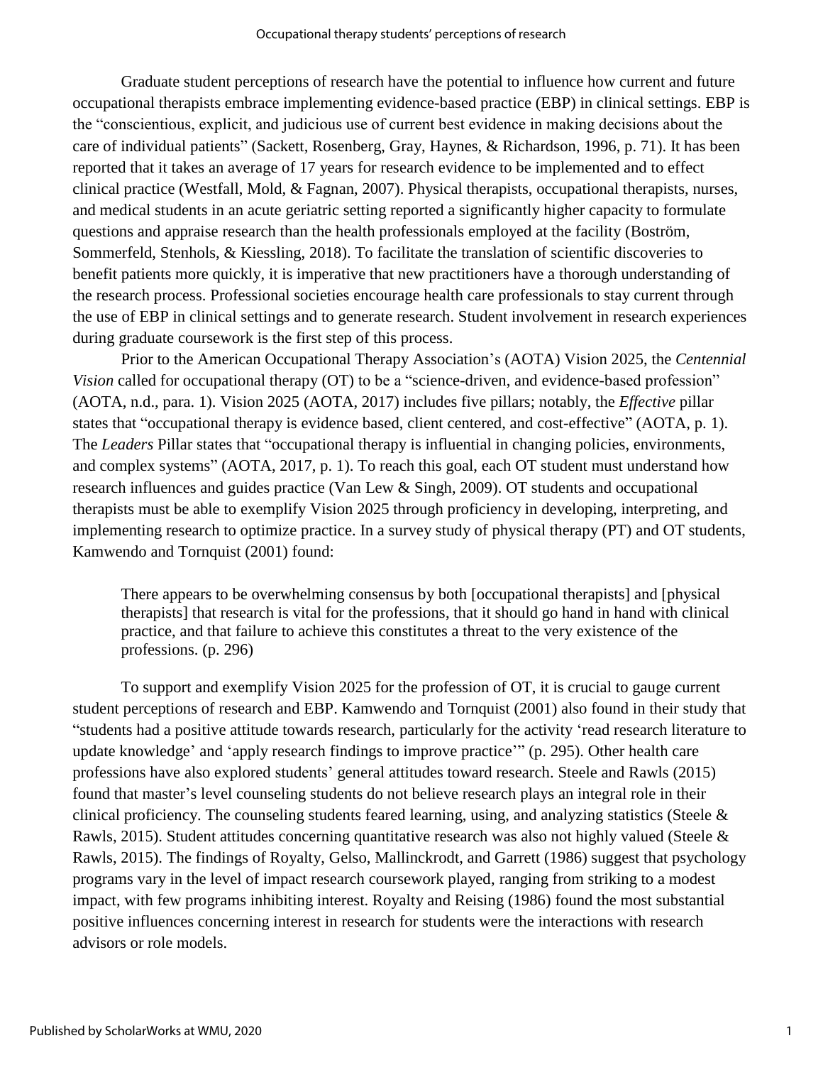Graduate student perceptions of research have the potential to influence how current and future occupational therapists embrace implementing evidence-based practice (EBP) in clinical settings. EBP is the "conscientious, explicit, and judicious use of current best evidence in making decisions about the care of individual patients" (Sackett, Rosenberg, Gray, Haynes, & Richardson, 1996, p. 71). It has been reported that it takes an average of 17 years for research evidence to be implemented and to effect clinical practice (Westfall, Mold, & Fagnan, 2007). Physical therapists, occupational therapists, nurses, and medical students in an acute geriatric setting reported a significantly higher capacity to formulate questions and appraise research than the health professionals employed at the facility (Boström, Sommerfeld, Stenhols, & Kiessling, 2018). To facilitate the translation of scientific discoveries to benefit patients more quickly, it is imperative that new practitioners have a thorough understanding of the research process. Professional societies encourage health care professionals to stay current through the use of EBP in clinical settings and to generate research. Student involvement in research experiences during graduate coursework is the first step of this process.

Prior to the American Occupational Therapy Association's (AOTA) Vision 2025, the *Centennial Vision* called for occupational therapy (OT) to be a "science-driven, and evidence-based profession" (AOTA, n.d., para. 1). Vision 2025 (AOTA, 2017) includes five pillars; notably, the *Effective* pillar states that "occupational therapy is evidence based, client centered, and cost-effective" (AOTA, p. 1). The *Leaders* Pillar states that "occupational therapy is influential in changing policies, environments, and complex systems" (AOTA, 2017, p. 1). To reach this goal, each OT student must understand how research influences and guides practice (Van Lew & Singh, 2009). OT students and occupational therapists must be able to exemplify Vision 2025 through proficiency in developing, interpreting, and implementing research to optimize practice. In a survey study of physical therapy (PT) and OT students, Kamwendo and Tornquist (2001) found:

> There appears to be overwhelming consensus by both [occupational therapists] and [physical therapists] that research is vital for the professions, that it should go hand in hand with clinical practice, and that failure to achieve this constitutes a threat to the very existence of the professions. (p. 296)

To support and exemplify Vision 2025 for the profession of OT, it is crucial to gauge current student perceptions of research and EBP. Kamwendo and Tornquist (2001) also found in their study that "students had a positive attitude towards research, particularly for the activity 'read research literature to update knowledge' and 'apply research findings to improve practice'" (p. 295). Other health care professions have also explored students' general attitudes toward research. Steele and Rawls (2015) found that master's level counseling students do not believe research plays an integral role in their clinical proficiency. The counseling students feared learning, using, and analyzing statistics (Steele & Rawls, 2015). Student attitudes concerning quantitative research was also not highly valued (Steele & Rawls, 2015). The findings of Royalty, Gelso, Mallinckrodt, and Garrett (1986) suggest that psychology programs vary in the level of impact research coursework played, ranging from striking to a modest impact, with few programs inhibiting interest. Royalty and Reising (1986) found the most substantial positive influences concerning interest in research for students were the interactions with research advisors or role models.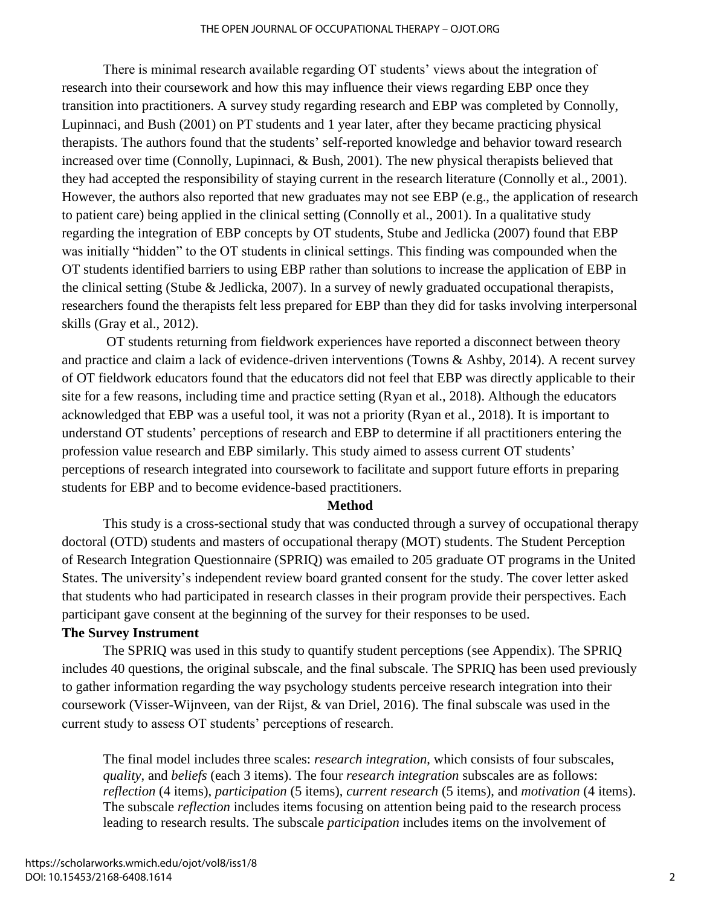There is minimal research available regarding OT students' views about the integration of research into their coursework and how this may influence their views regarding EBP once they transition into practitioners. A survey study regarding research and EBP was completed by Connolly, Lupinnaci, and Bush (2001) on PT students and 1 year later, after they became practicing physical therapists. The authors found that the students' self-reported knowledge and behavior toward research increased over time (Connolly, Lupinnaci, & Bush, 2001). The new physical therapists believed that they had accepted the responsibility of staying current in the research literature (Connolly et al., 2001). However, the authors also reported that new graduates may not see EBP (e.g., the application of research to patient care) being applied in the clinical setting (Connolly et al., 2001). In a qualitative study regarding the integration of EBP concepts by OT students, Stube and Jedlicka (2007) found that EBP was initially "hidden" to the OT students in clinical settings. This finding was compounded when the OT students identified barriers to using EBP rather than solutions to increase the application of EBP in the clinical setting (Stube & Jedlicka, 2007). In a survey of newly graduated occupational therapists, researchers found the therapists felt less prepared for EBP than they did for tasks involving interpersonal skills (Gray et al., 2012).

OT students returning from fieldwork experiences have reported a disconnect between theory and practice and claim a lack of evidence-driven interventions (Towns & Ashby, 2014). A recent survey of OT fieldwork educators found that the educators did not feel that EBP was directly applicable to their site for a few reasons, including time and practice setting (Ryan et al., 2018). Although the educators acknowledged that EBP was a useful tool, it was not a priority (Ryan et al., 2018). It is important to understand OT students' perceptions of research and EBP to determine if all practitioners entering the profession value research and EBP similarly. This study aimed to assess current OT students' perceptions of research integrated into coursework to facilitate and support future efforts in preparing students for EBP and to become evidence-based practitioners.

## Method

This study is a cross-sectional study that was conducted through a survey of occupational therapy doctoral (OTD) students and masters of occupational therapy (MOT) students. The Student Perception of Research Integration Questionnaire (SPRIQ) was emailed to 205 graduate OT programs in the United States. The university's independent review board granted consent for the study. The cover letter asked that students who had participated in research classes in their program provide their perspectives. Each participant gave consent at the beginning of the survey for their responses to be used.

### The Survey Instrument

The SPRIQ was used in this study to quantify student perceptions (see Appendix). The SPRIQ includes 40 questions, the original subscale, and the final subscale. The SPRIQ has been used previously to gather information regarding the way psychology students perceive research integration into their coursework (Visser-Wijnveen, van der Rijst, & van Driel, 2016). The final subscale was used in the current study to assess OT students' perceptions of research.

> The final model includes three scales: *research integration*, which consists of four subscales, *quality*, and *beliefs* (each 3 items). The four *research integration* subscales are as follows: *reflection* (4 items), *participation* (5 items), *current research* (5 items), and *motivation* (4 items). The subscale *reflection* includes items focusing on attention being paid to the research process leading to research results. The subscale *participation* includes items on the involvement of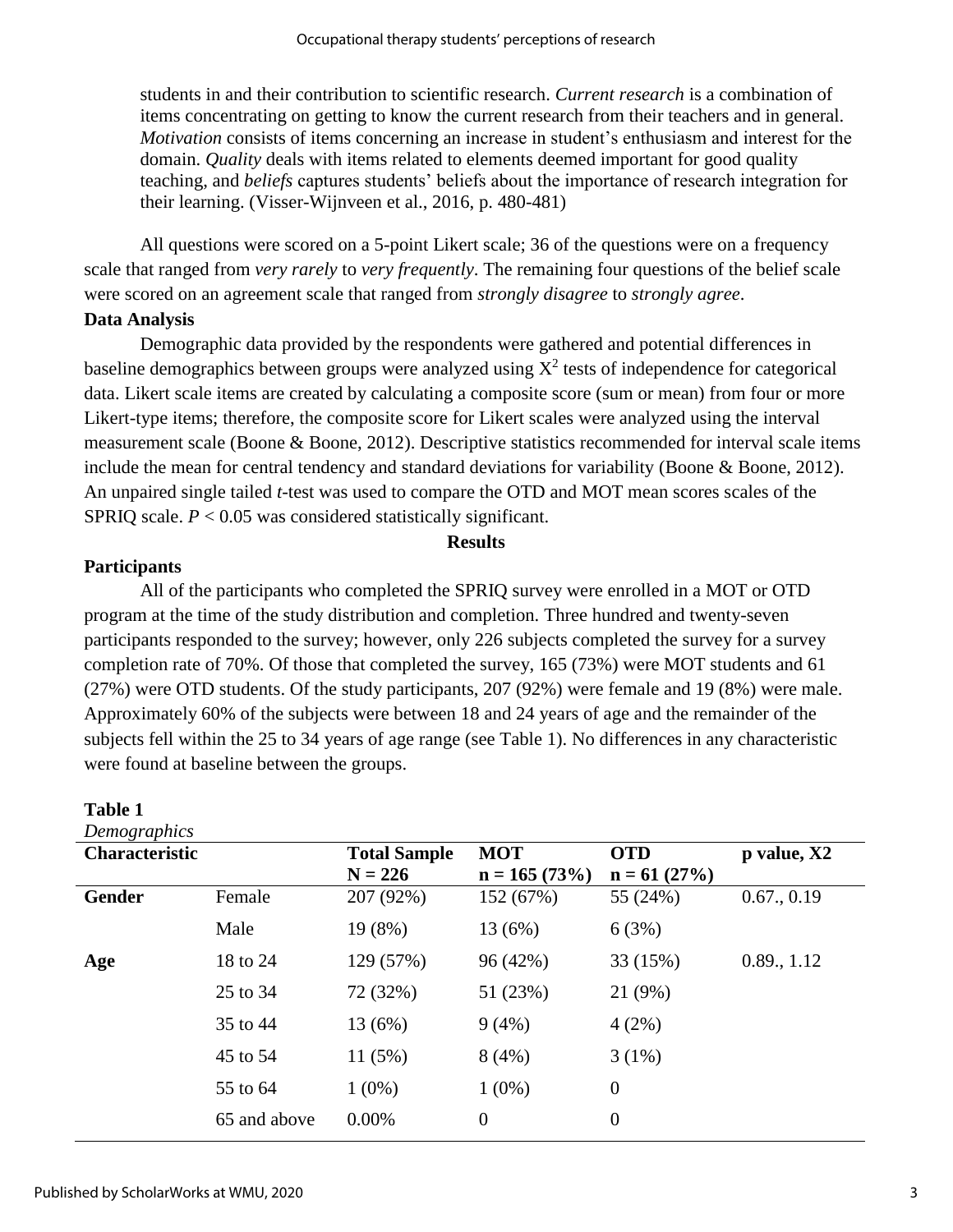students in and their contribution to scientific research. *Current research* is a combination of items concentrating on getting to know the current research from their teachers and in general. *Motivation* consists of items concerning an increase in student's enthusiasm and interest for the domain. *Quality* deals with items related to elements deemed important for good quality teaching, and *beliefs* captures students' beliefs about the importance of research integration for their learning. (Visser-Wijnveen et al., 2016, p. 480-481)

All questions were scored on a 5-point Likert scale; 36 of the questions were on a frequency scale that ranged from *very rarely* to *very frequently*. The remaining four questions of the belief scale were scored on an agreement scale that ranged from *strongly disagree* to *strongly agree*.

### Data Analysis

Demographic data provided by the respondents were gathered and potential differences in baseline demographics between groups were analyzed using $X^2$ tests of independence for categorical data. Likert scale items are created by calculating a composite score (sum or mean) from four or more Likert-type items; therefore, the composite score for Likert scales were analyzed using the interval measurement scale (Boone & Boone, 2012). Descriptive statistics recommended for interval scale items include the mean for central tendency and standard deviations for variability (Boone & Boone, 2012). An unpaired single tailed *t*-test was used to compare the OTD and MOT mean scores scales of the SPRIQ scale. $P < 0.05$ was considered statistically significant.

## Results

### Participants

All of the participants who completed the SPRIQ survey were enrolled in a MOT or OTD program at the time of the study distribution and completion. Three hundred and twenty-seven participants responded to the survey; however, only 226 subjects completed the survey for a survey completion rate of 70%. Of those that completed the survey, 165 (73%) were MOT students and 61 (27%) were OTD students. Of the study participants, 207 (92%) were female and 19 (8%) were male. Approximately 60% of the subjects were between 18 and 24 years of age and the remainder of the subjects fell within the 25 to 34 years of age range (see Table 1). No differences in any characteristic were found at baseline between the groups.

**Table 1**
*Demographics*

| Characteristic | | Total Sample N = 226 | MOT n = 165 (73%) | OTD n = 61 (27%) | p value, X2 |
|---|---|---|---|---|---|
| **Gender** | Female | 207 (92%) | 152 (67%) | 55 (24%) | 0.67., 0.19 |
| | Male | 19 (8%) | 13 (6%) | 6 (3%) | |
| **Age** | 18 to 24 | 129 (57%) | 96 (42%) | 33 (15%) | 0.89., 1.12 |
| | 25 to 34 | 72 (32%) | 51 (23%) | 21 (9%) | |
| | 35 to 44 | 13 (6%) | 9 (4%) | 4 (2%) | |
| | 45 to 54 | 11 (5%) | 8 (4%) | 3 (1%) | |
| | 55 to 64 | 1 (0%) | 1 (0%) | 0 | |
| | 65 and above | 0.00% | 0 | 0 | |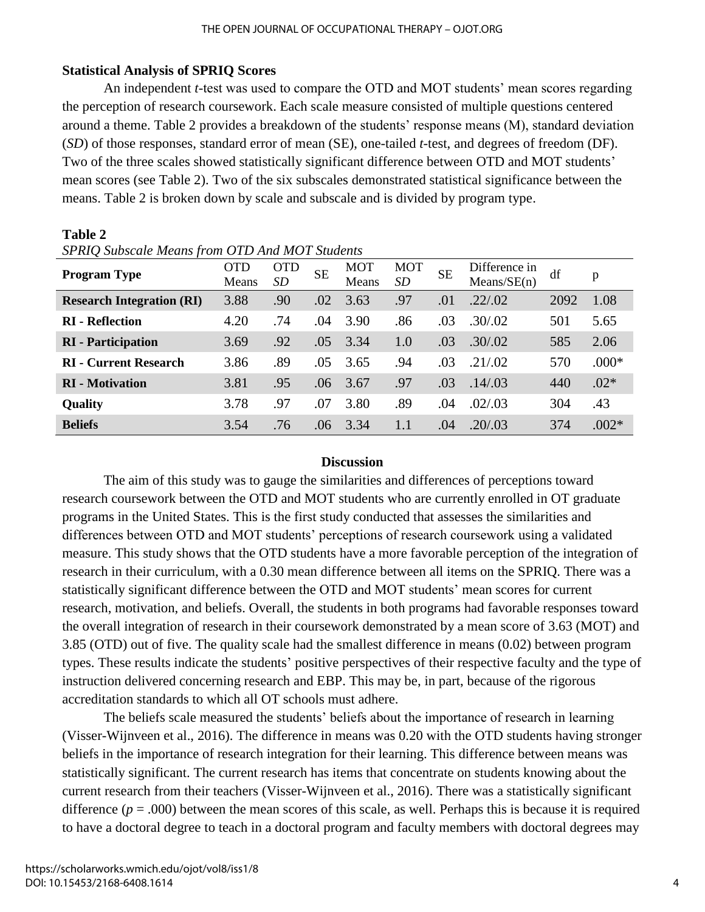### Statistical Analysis of SPRIQ Scores

An independent *t*-test was used to compare the OTD and MOT students' mean scores regarding the perception of research coursework. Each scale measure consisted of multiple questions centered around a theme. Table 2 provides a breakdown of the students' response means (M), standard deviation (*SD*) of those responses, standard error of mean (SE), one-tailed *t*-test, and degrees of freedom (DF). Two of the three scales showed statistically significant difference between OTD and MOT students' mean scores (see Table 2). Two of the six subscales demonstrated statistical significance between the means. Table 2 is broken down by scale and subscale and is divided by program type.

**Table 2**

*SPRIQ Subscale Means from OTD And MOT Students*

| Program Type | OTD Means | OTD *SD* | SE | MOT Means | MOT *SD* | SE | Difference in Means/SE(n) | df | p |
|---|---|---|---|---|---|---|---|---|---|
| **Research Integration (RI)** | 3.88 | .90 | .02 | 3.63 | .97 | .01 | .22/.02 | 2092 | 1.08 |
| **RI - Reflection** | 4.20 | .74 | .04 | 3.90 | .86 | .03 | .30/.02 | 501 | 5.65 |
| **RI - Participation** | 3.69 | .92 | .05 | 3.34 | 1.0 | .03 | .30/.02 | 585 | 2.06 |
| **RI - Current Research** | 3.86 | .89 | .05 | 3.65 | .94 | .03 | .21/.02 | 570 | .000* |
| **RI - Motivation** | 3.81 | .95 | .06 | 3.67 | .97 | .03 | .14/.03 | 440 | .02* |
| **Quality** | 3.78 | .97 | .07 | 3.80 | .89 | .04 | .02/.03 | 304 | .43 |
| **Beliefs** | 3.54 | .76 | .06 | 3.34 | 1.1 | .04 | .20/.03 | 374 | .002* |

## Discussion

The aim of this study was to gauge the similarities and differences of perceptions toward research coursework between the OTD and MOT students who are currently enrolled in OT graduate programs in the United States. This is the first study conducted that assesses the similarities and differences between OTD and MOT students' perceptions of research coursework using a validated measure. This study shows that the OTD students have a more favorable perception of the integration of research in their curriculum, with a 0.30 mean difference between all items on the SPRIQ. There was a statistically significant difference between the OTD and MOT students' mean scores for current research, motivation, and beliefs. Overall, the students in both programs had favorable responses toward the overall integration of research in their coursework demonstrated by a mean score of 3.63 (MOT) and 3.85 (OTD) out of five. The quality scale had the smallest difference in means (0.02) between program types. These results indicate the students' positive perspectives of their respective faculty and the type of instruction delivered concerning research and EBP. This may be, in part, because of the rigorous accreditation standards to which all OT schools must adhere.

The beliefs scale measured the students' beliefs about the importance of research in learning (Visser-Wijnveen et al., 2016). The difference in means was 0.20 with the OTD students having stronger beliefs in the importance of research integration for their learning. This difference between means was statistically significant. The current research has items that concentrate on students knowing about the current research from their teachers (Visser-Wijnveen et al., 2016). There was a statistically significant difference ($p = .000$) between the mean scores of this scale, as well. Perhaps this is because it is required to have a doctoral degree to teach in a doctoral program and faculty members with doctoral degrees may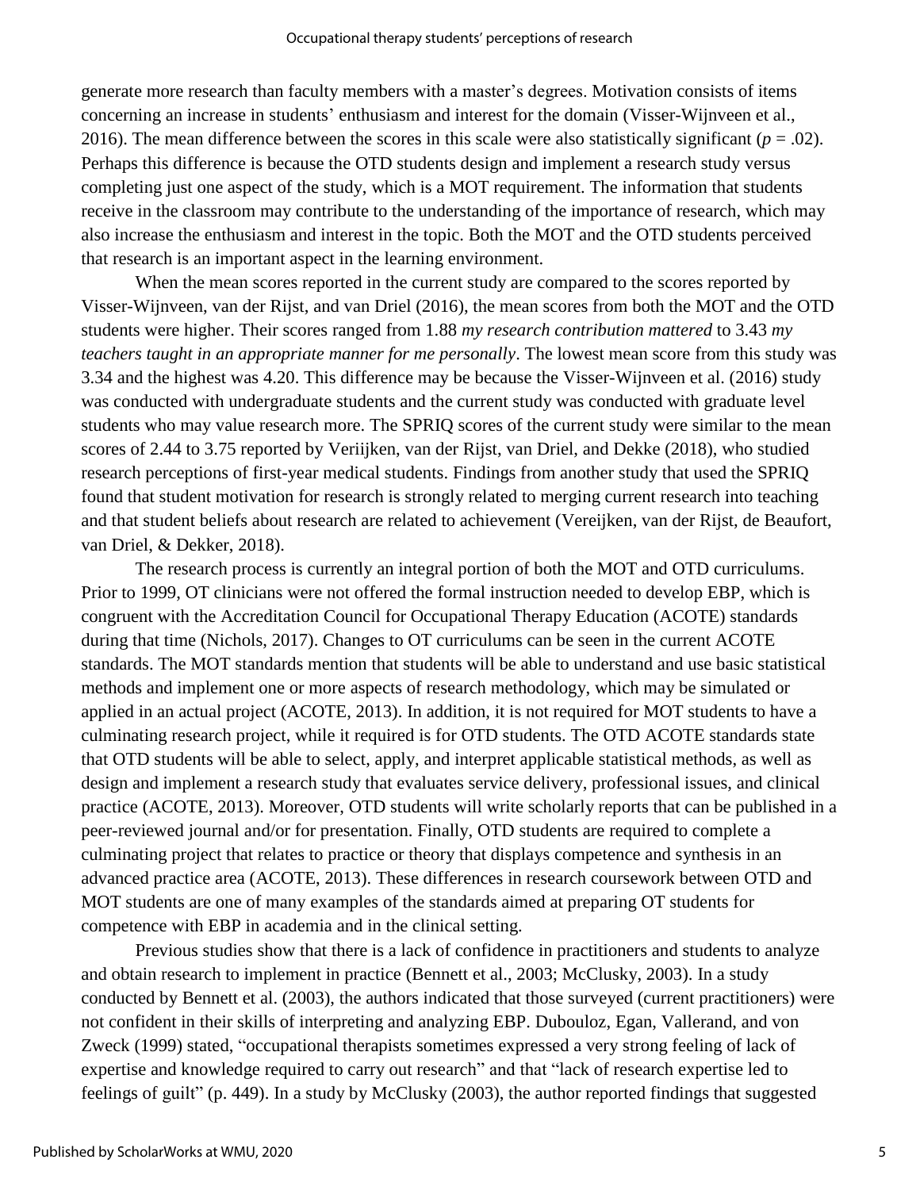generate more research than faculty members with a master's degrees. Motivation consists of items concerning an increase in students' enthusiasm and interest for the domain (Visser-Wijnveen et al., 2016). The mean difference between the scores in this scale were also statistically significant ($p = .02$). Perhaps this difference is because the OTD students design and implement a research study versus completing just one aspect of the study, which is a MOT requirement. The information that students receive in the classroom may contribute to the understanding of the importance of research, which may also increase the enthusiasm and interest in the topic. Both the MOT and the OTD students perceived that research is an important aspect in the learning environment.

When the mean scores reported in the current study are compared to the scores reported by Visser-Wijnveen, van der Rijst, and van Driel (2016), the mean scores from both the MOT and the OTD students were higher. Their scores ranged from 1.88 *my research contribution mattered* to 3.43 *my teachers taught in an appropriate manner for me personally*. The lowest mean score from this study was 3.34 and the highest was 4.20. This difference may be because the Visser-Wijnveen et al. (2016) study was conducted with undergraduate students and the current study was conducted with graduate level students who may value research more. The SPRIQ scores of the current study were similar to the mean scores of 2.44 to 3.75 reported by Veriijken, van der Rijst, van Driel, and Dekke (2018), who studied research perceptions of first-year medical students. Findings from another study that used the SPRIQ found that student motivation for research is strongly related to merging current research into teaching and that student beliefs about research are related to achievement (Vereijken, van der Rijst, de Beaufort, van Driel, & Dekker, 2018).

The research process is currently an integral portion of both the MOT and OTD curriculums. Prior to 1999, OT clinicians were not offered the formal instruction needed to develop EBP, which is congruent with the Accreditation Council for Occupational Therapy Education (ACOTE) standards during that time (Nichols, 2017). Changes to OT curriculums can be seen in the current ACOTE standards. The MOT standards mention that students will be able to understand and use basic statistical methods and implement one or more aspects of research methodology, which may be simulated or applied in an actual project (ACOTE, 2013). In addition, it is not required for MOT students to have a culminating research project, while it required is for OTD students. The OTD ACOTE standards state that OTD students will be able to select, apply, and interpret applicable statistical methods, as well as design and implement a research study that evaluates service delivery, professional issues, and clinical practice (ACOTE, 2013). Moreover, OTD students will write scholarly reports that can be published in a peer-reviewed journal and/or for presentation. Finally, OTD students are required to complete a culminating project that relates to practice or theory that displays competence and synthesis in an advanced practice area (ACOTE, 2013). These differences in research coursework between OTD and MOT students are one of many examples of the standards aimed at preparing OT students for competence with EBP in academia and in the clinical setting.

Previous studies show that there is a lack of confidence in practitioners and students to analyze and obtain research to implement in practice (Bennett et al., 2003; McClusky, 2003). In a study conducted by Bennett et al. (2003), the authors indicated that those surveyed (current practitioners) were not confident in their skills of interpreting and analyzing EBP. Dubouloz, Egan, Vallerand, and von Zweck (1999) stated, "occupational therapists sometimes expressed a very strong feeling of lack of expertise and knowledge required to carry out research" and that "lack of research expertise led to feelings of guilt" (p. 449). In a study by McClusky (2003), the author reported findings that suggested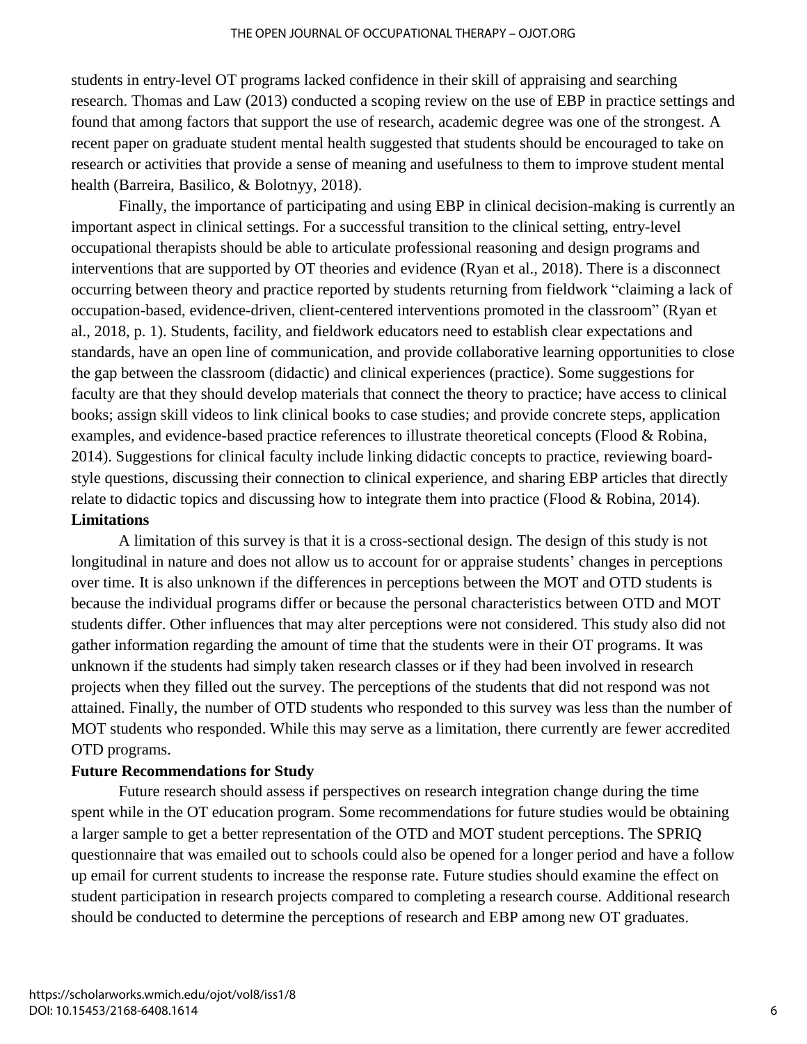students in entry-level OT programs lacked confidence in their skill of appraising and searching research. Thomas and Law (2013) conducted a scoping review on the use of EBP in practice settings and found that among factors that support the use of research, academic degree was one of the strongest. A recent paper on graduate student mental health suggested that students should be encouraged to take on research or activities that provide a sense of meaning and usefulness to them to improve student mental health (Barreira, Basilico, & Bolotnyy, 2018).

Finally, the importance of participating and using EBP in clinical decision-making is currently an important aspect in clinical settings. For a successful transition to the clinical setting, entry-level occupational therapists should be able to articulate professional reasoning and design programs and interventions that are supported by OT theories and evidence (Ryan et al., 2018). There is a disconnect occurring between theory and practice reported by students returning from fieldwork "claiming a lack of occupation-based, evidence-driven, client-centered interventions promoted in the classroom" (Ryan et al., 2018, p. 1). Students, facility, and fieldwork educators need to establish clear expectations and standards, have an open line of communication, and provide collaborative learning opportunities to close the gap between the classroom (didactic) and clinical experiences (practice). Some suggestions for faculty are that they should develop materials that connect the theory to practice; have access to clinical books; assign skill videos to link clinical books to case studies; and provide concrete steps, application examples, and evidence-based practice references to illustrate theoretical concepts (Flood & Robina, 2014). Suggestions for clinical faculty include linking didactic concepts to practice, reviewing board-style questions, discussing their connection to clinical experience, and sharing EBP articles that directly relate to didactic topics and discussing how to integrate them into practice (Flood & Robina, 2014).

**Limitations**

A limitation of this survey is that it is a cross-sectional design. The design of this study is not longitudinal in nature and does not allow us to account for or appraise students' changes in perceptions over time. It is also unknown if the differences in perceptions between the MOT and OTD students is because the individual programs differ or because the personal characteristics between OTD and MOT students differ. Other influences that may alter perceptions were not considered. This study also did not gather information regarding the amount of time that the students were in their OT programs. It was unknown if the students had simply taken research classes or if they had been involved in research projects when they filled out the survey. The perceptions of the students that did not respond was not attained. Finally, the number of OTD students who responded to this survey was less than the number of MOT students who responded. While this may serve as a limitation, there currently are fewer accredited OTD programs.

**Future Recommendations for Study**

Future research should assess if perspectives on research integration change during the time spent while in the OT education program. Some recommendations for future studies would be obtaining a larger sample to get a better representation of the OTD and MOT student perceptions. The SPRIQ questionnaire that was emailed out to schools could also be opened for a longer period and have a follow up email for current students to increase the response rate. Future studies should examine the effect on student participation in research projects compared to completing a research course. Additional research should be conducted to determine the perceptions of research and EBP among new OT graduates.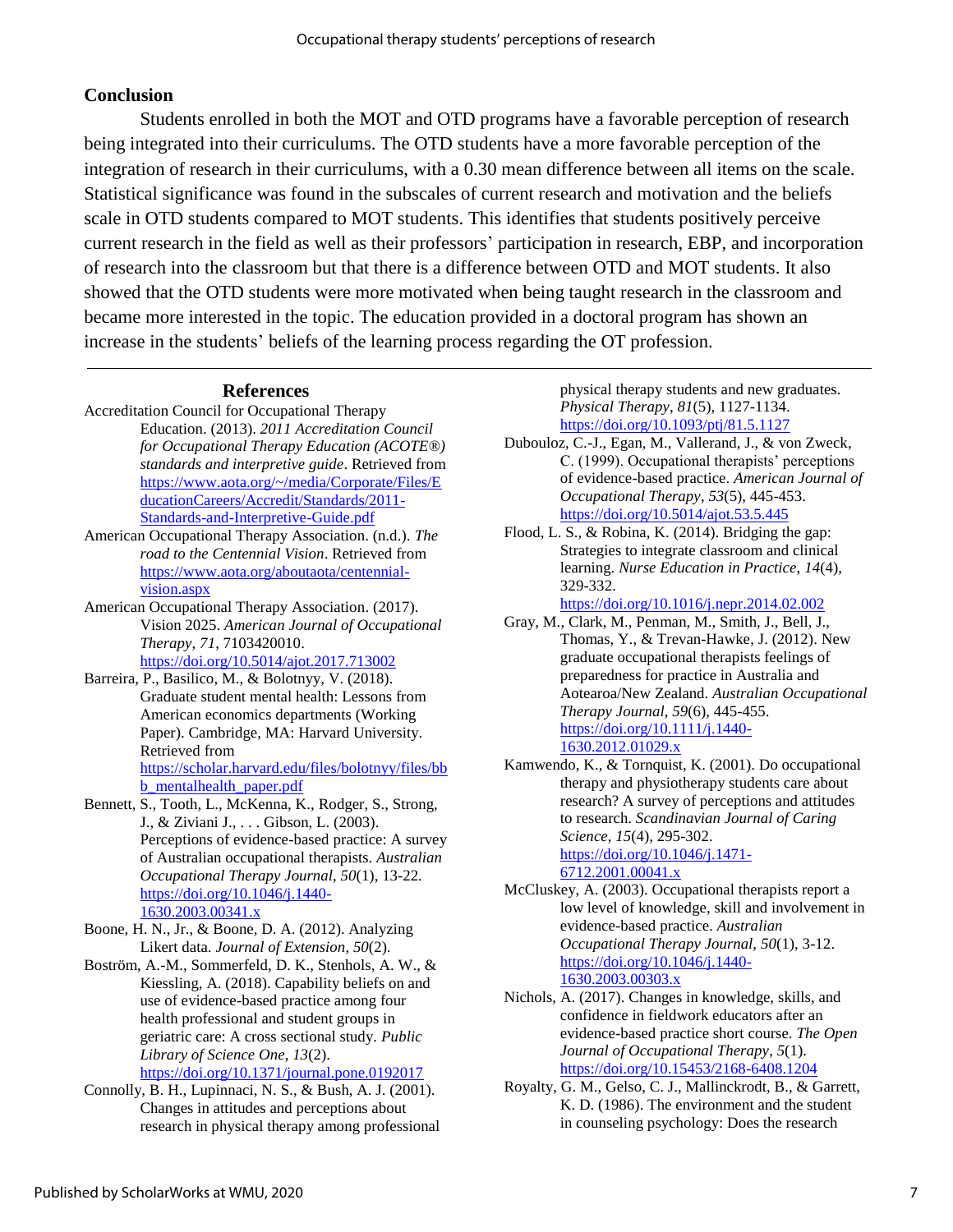## Conclusion

Students enrolled in both the MOT and OTD programs have a favorable perception of research being integrated into their curriculums. The OTD students have a more favorable perception of the integration of research in their curriculums, with a 0.30 mean difference between all items on the scale. Statistical significance was found in the subscales of current research and motivation and the beliefs scale in OTD students compared to MOT students. This identifies that students positively perceive current research in the field as well as their professors' participation in research, EBP, and incorporation of research into the classroom but that there is a difference between OTD and MOT students. It also showed that the OTD students were more motivated when being taught research in the classroom and became more interested in the topic. The education provided in a doctoral program has shown an increase in the students' beliefs of the learning process regarding the OT profession.

## References

Accreditation Council for Occupational Therapy Education. (2013). *2011 Accreditation Council for Occupational Therapy Education (ACOTE®) standards and interpretive guide*. Retrieved from https://www.aota.org/~/media/Corporate/Files/EducationCareers/Accredit/Standards/2011-Standards-and-Interpretive-Guide.pdf

American Occupational Therapy Association. (n.d.). *The road to the Centennial Vision*. Retrieved from https://www.aota.org/aboutaota/centennial-vision.aspx

American Occupational Therapy Association. (2017). Vision 2025. *American Journal of Occupational Therapy*, *71*, 7103420010. https://doi.org/10.5014/ajot.2017.713002

Barreira, P., Basilico, M., & Bolotnyy, V. (2018). Graduate student mental health: Lessons from American economics departments (Working Paper). Cambridge, MA: Harvard University. Retrieved from https://scholar.harvard.edu/files/bolotnyy/files/bb_mentalhealth_paper.pdf

Bennett, S., Tooth, L., McKenna, K., Rodger, S., Strong, J., & Ziviani J., . . . Gibson, L. (2003). Perceptions of evidence-based practice: A survey of Australian occupational therapists. *Australian Occupational Therapy Journal*, *50*(1), 13-22. https://doi.org/10.1046/j.1440-1630.2003.00341.x

Boone, H. N., Jr., & Boone, D. A. (2012). Analyzing Likert data. *Journal of Extension*, *50*(2).

Boström, A.-M., Sommerfeld, D. K., Stenhols, A. W., & Kiessling, A. (2018). Capability beliefs on and use of evidence-based practice among four health professional and student groups in geriatric care: A cross sectional study. *Public Library of Science One*, *13*(2). https://doi.org/10.1371/journal.pone.0192017

Connolly, B. H., Lupinnaci, N. S., & Bush, A. J. (2001). Changes in attitudes and perceptions about research in physical therapy among professional physical therapy students and new graduates. *Physical Therapy*, *81*(5), 1127-1134. https://doi.org/10.1093/ptj/81.5.1127

Dubouloz, C.-J., Egan, M., Vallerand, J., & von Zweck, C. (1999). Occupational therapists' perceptions of evidence-based practice. *American Journal of Occupational Therapy*, *53*(5), 445-453. https://doi.org/10.5014/ajot.53.5.445

Flood, L. S., & Robina, K. (2014). Bridging the gap: Strategies to integrate classroom and clinical learning. *Nurse Education in Practice*, *14*(4), 329-332. https://doi.org/10.1016/j.nepr.2014.02.002

Gray, M., Clark, M., Penman, M., Smith, J., Bell, J., Thomas, Y., & Trevan-Hawke, J. (2012). New graduate occupational therapists feelings of preparedness for practice in Australia and Aotearoa/New Zealand. *Australian Occupational Therapy Journal*, *59*(6), 445-455. https://doi.org/10.1111/j.1440-1630.2012.01029.x

Kamwendo, K., & Tornquist, K. (2001). Do occupational therapy and physiotherapy students care about research? A survey of perceptions and attitudes to research. *Scandinavian Journal of Caring Science*, *15*(4), 295-302. https://doi.org/10.1046/j.1471-6712.2001.00041.x

McCluskey, A. (2003). Occupational therapists report a low level of knowledge, skill and involvement in evidence-based practice. *Australian Occupational Therapy Journal*, *50*(1), 3-12. https://doi.org/10.1046/j.1440-1630.2003.00303.x

Nichols, A. (2017). Changes in knowledge, skills, and confidence in fieldwork educators after an evidence-based practice short course. *The Open Journal of Occupational Therapy*, *5*(1). https://doi.org/10.15453/2168-6408.1204

Royalty, G. M., Gelso, C. J., Mallinckrodt, B., & Garrett, K. D. (1986). The environment and the student in counseling psychology: Does the research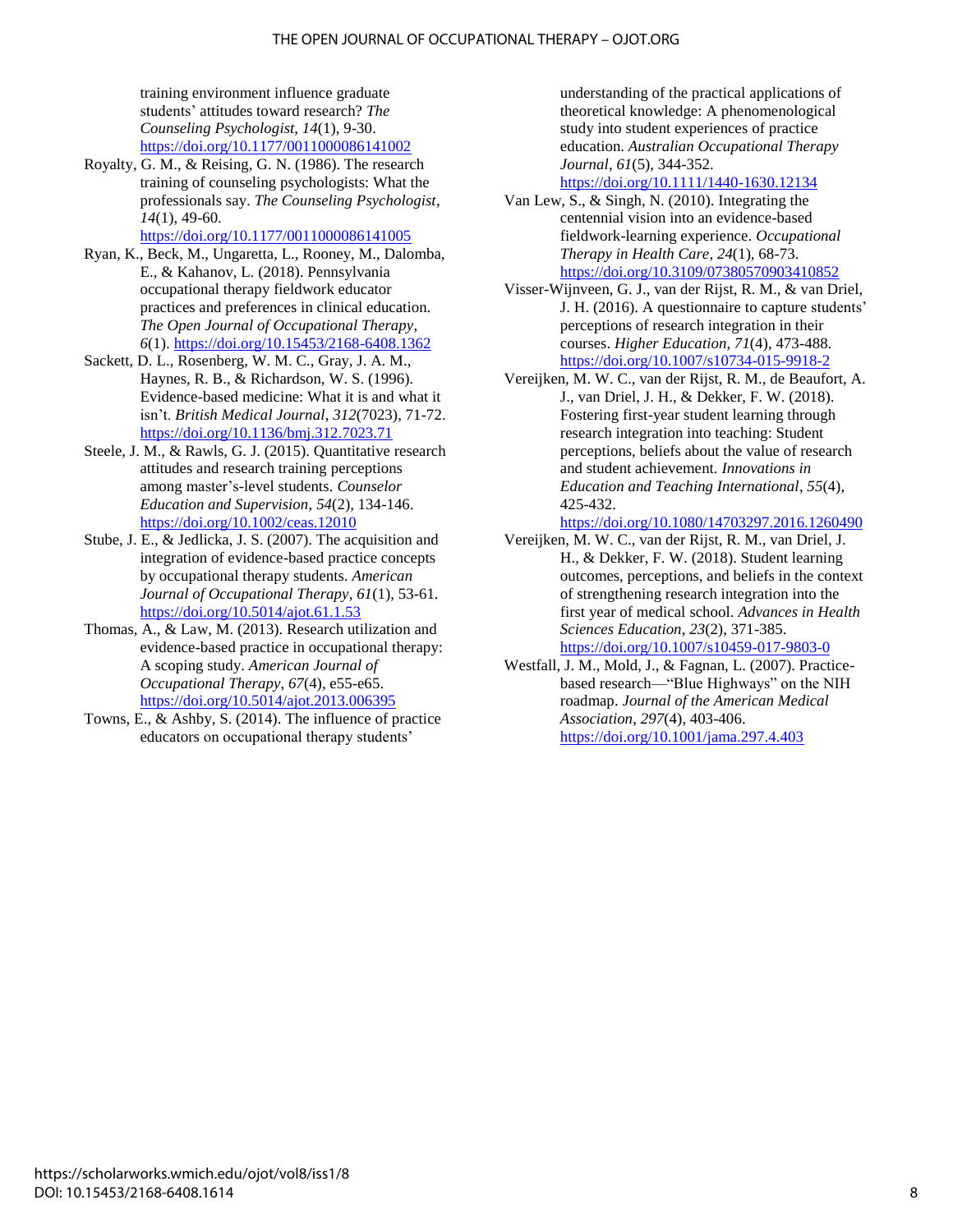training environment influence graduate students' attitudes toward research? *The Counseling Psychologist*, *14*(1), 9-30. https://doi.org/10.1177/0011000086141002

Royalty, G. M., & Reising, G. N. (1986). The research training of counseling psychologists: What the professionals say. *The Counseling Psychologist*, *14*(1), 49-60. https://doi.org/10.1177/0011000086141005

Ryan, K., Beck, M., Ungaretta, L., Rooney, M., Dalomba, E., & Kahanov, L. (2018). Pennsylvania occupational therapy fieldwork educator practices and preferences in clinical education. *The Open Journal of Occupational Therapy*, *6*(1). https://doi.org/10.15453/2168-6408.1362

Sackett, D. L., Rosenberg, W. M. C., Gray, J. A. M., Haynes, R. B., & Richardson, W. S. (1996). Evidence-based medicine: What it is and what it isn't. *British Medical Journal*, *312*(7023), 71-72. https://doi.org/10.1136/bmj.312.7023.71

Steele, J. M., & Rawls, G. J. (2015). Quantitative research attitudes and research training perceptions among master's-level students. *Counselor Education and Supervision*, *54*(2), 134-146. https://doi.org/10.1002/ceas.12010

Stube, J. E., & Jedlicka, J. S. (2007). The acquisition and integration of evidence-based practice concepts by occupational therapy students. *American Journal of Occupational Therapy*, *61*(1), 53-61. https://doi.org/10.5014/ajot.61.1.53

Thomas, A., & Law, M. (2013). Research utilization and evidence-based practice in occupational therapy: A scoping study. *American Journal of Occupational Therapy*, *67*(4), e55-e65. https://doi.org/10.5014/ajot.2013.006395

Towns, E., & Ashby, S. (2014). The influence of practice educators on occupational therapy students' understanding of the practical applications of theoretical knowledge: A phenomenological study into student experiences of practice education. *Australian Occupational Therapy Journal*, *61*(5), 344-352. https://doi.org/10.1111/1440-1630.12134

Van Lew, S., & Singh, N. (2010). Integrating the centennial vision into an evidence-based fieldwork-learning experience. *Occupational Therapy in Health Care*, *24*(1), 68-73. https://doi.org/10.3109/07380570903410852

Visser-Wijnveen, G. J., van der Rijst, R. M., & van Driel, J. H. (2016). A questionnaire to capture students' perceptions of research integration in their courses. *Higher Education*, *71*(4), 473-488. https://doi.org/10.1007/s10734-015-9918-2

Vereijken, M. W. C., van der Rijst, R. M., de Beaufort, A. J., van Driel, J. H., & Dekker, F. W. (2018). Fostering first-year student learning through research integration into teaching: Student perceptions, beliefs about the value of research and student achievement. *Innovations in Education and Teaching International*, *55*(4), 425-432. https://doi.org/10.1080/14703297.2016.1260490

Vereijken, M. W. C., van der Rijst, R. M., van Driel, J. H., & Dekker, F. W. (2018). Student learning outcomes, perceptions, and beliefs in the context of strengthening research integration into the first year of medical school. *Advances in Health Sciences Education*, *23*(2), 371-385. https://doi.org/10.1007/s10459-017-9803-0

Westfall, J. M., Mold, J., & Fagnan, L. (2007). Practice-based research—"Blue Highways" on the NIH roadmap. *Journal of the American Medical Association*, *297*(4), 403-406. https://doi.org/10.1001/jama.297.4.403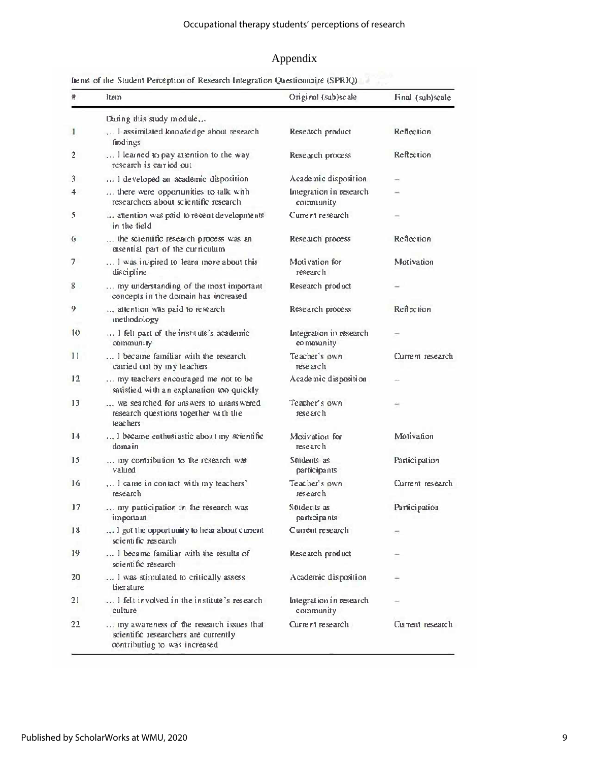# Appendix

Items of the Student Perception of Research Integration Questionnaire (SPRIQ)

| # | Item | Original (sub)scale | Final (sub)scale |
|---|---|---|---|
| | During this study module... | | |
| 1 | ... I assimilated knowledge about research findings | Research product | Reflection |
| 2 | ... I learned to pay attention to the way research is carried out | Research process | Reflection |
| 3 | ... I developed an academic disposition | Academic disposition | – |
| 4 | ... there were opportunities to talk with researchers about scientific research | Integration in research community | – |
| 5 | ... attention was paid to recent developments in the field | Current research | – |
| 6 | ... the scientific research process was an essential part of the curriculum | Research process | Reflection |
| 7 | ... I was inspired to learn more about this discipline | Motivation for research | Motivation |
| 8 | ... my understanding of the most important concepts in the domain has increased | Research product | – |
| 9 | ... attention was paid to research methodology | Research process | Reflection |
| 10 | ... I felt part of the institute's academic community | Integration in research community | – |
| 11 | ... I became familiar with the research carried out by my teachers | Teacher's own research | Current research |
| 12 | ... my teachers encouraged me not to be satisfied with an explanation too quickly | Academic disposition | – |
| 13 | ... we searched for answers to unanswered research questions together with the teachers | Teacher's own research | – |
| 14 | ... I became enthusiastic about my scientific domain | Motivation for research | Motivation |
| 15 | ... my contribution to the research was valued | Students as participants | Participation |
| 16 | ... I came in contact with my teachers' research | Teacher's own research | Current research |
| 17 | ... my participation in the research was important | Students as participants | Participation |
| 18 | ... I got the opportunity to hear about current scientific research | Current research | – |
| 19 | ... I became familiar with the results of scientific research | Research product | – |
| 20 | ... I was stimulated to critically assess literature | Academic disposition | – |
| 21 | ... I felt involved in the institute's research culture | Integration in research community | – |
| 22 | ... my awareness of the research issues that scientific researchers are currently contributing to was increased | Current research | Current research |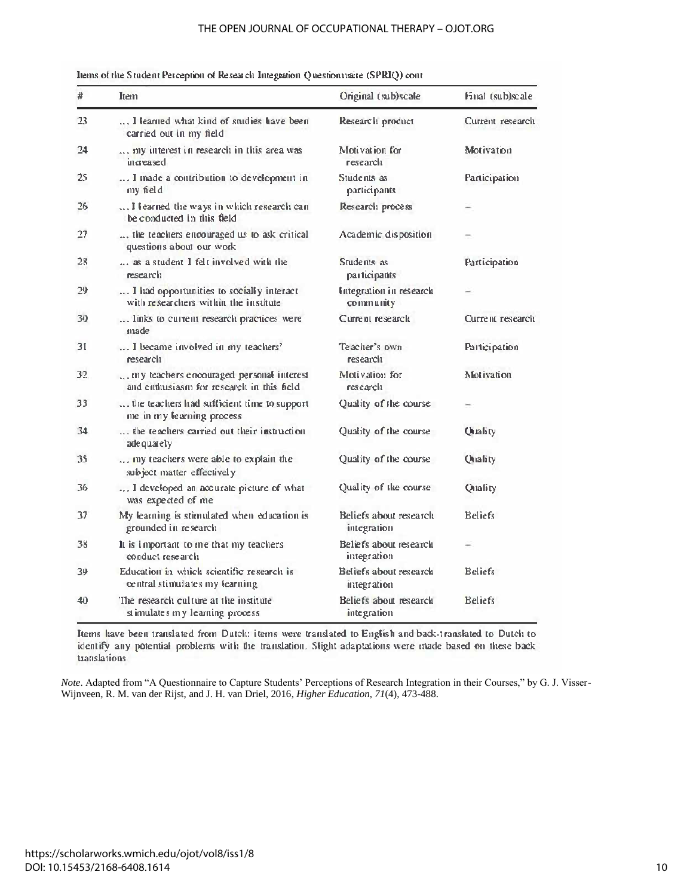Items of the Student Perception of Research Integration Questionnaire (SPRIQ) cont

| # | Item | Original (sub)scale | Final (sub)scale |
|---|---|---|---|
| 23 | … I learned what kind of studies have been carried out in my field | Research product | Current research |
| 24 | … my interest in research in this area was increased | Motivation for research | Motivation |
| 25 | … I made a contribution to development in my field | Students as participants | Participation |
| 26 | … I learned the ways in which research can be conducted in this field | Research process | – |
| 27 | … the teachers encouraged us to ask critical questions about our work | Academic disposition | – |
| 28 | … as a student I felt involved with the research | Students as participants | Participation |
| 29 | … I had opportunities to socially interact with researchers within the institute | Integration in research community | – |
| 30 | … links to current research practices were made | Current research | Current research |
| 31 | … I became involved in my teachers' research | Teacher's own research | Participation |
| 32 | … my teachers encouraged personal interest and enthusiasm for research in this field | Motivation for research | Motivation |
| 33 | … the teachers had sufficient time to support me in my learning process | Quality of the course | – |
| 34 | … the teachers carried out their instruction adequately | Quality of the course | Quality |
| 35 | … my teachers were able to explain the subject matter effectively | Quality of the course | Quality |
| 36 | … I developed an accurate picture of what was expected of me | Quality of the course | Quality |
| 37 | My learning is stimulated when education is grounded in research | Beliefs about research integration | Beliefs |
| 38 | It is important to me that my teachers conduct research | Beliefs about research integration | – |
| 39 | Education in which scientific research is central stimulates my learning | Beliefs about research integration | Beliefs |
| 40 | The research culture at the institute stimulates my learning process | Beliefs about research integration | Beliefs |

Items have been translated from Dutch: items were translated to English and back-translated to Dutch to identify any potential problems with the translation. Slight adaptations were made based on these back translations

*Note*. Adapted from "A Questionnaire to Capture Students' Perceptions of Research Integration in their Courses," by G. J. Visser-Wijnveen, R. M. van der Rijst, and J. H. van Driel, 2016, *Higher Education*, *71*(4), 473-488.